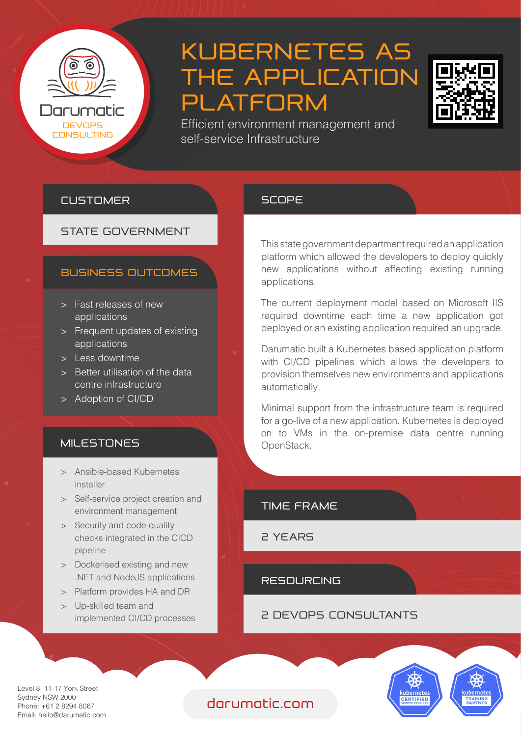Darumatic
DEVOPS CONSULTING

# KUBERNETES AS THE APPLICATION PLATFORM

Efficient environment management and self-service Infrastructure

## CUSTOMER

STATE GOVERNMENT

## BUSINESS OUTCOMES

> Fast releases of new applications
> Frequent updates of existing applications
> Less downtime
> Better utilisation of the data centre infrastructure
> Adoption of CI/CD

## MILESTONES

> Ansible-based Kubernetes installer
> Self-service project creation and environment management
> Security and code quality checks integrated in the CICD pipeline
> Dockerised existing and new .NET and NodeJS applications
> Platform provides HA and DR
> Up-skilled team and implemented CI/CD processes

## SCOPE

This state government department required an application platform which allowed the developers to deploy quickly new applications without affecting existing running applications.

The current deployment model based on Microsoft IIS required downtime each time a new application got deployed or an existing application required an upgrade.

Darumatic built a Kubernetes based application platform with CI/CD pipelines which allows the developers to provision themselves new environments and applications automatically.

Minimal support from the infrastructure team is required for a go-live of a new application. Kubernetes is deployed on to VMs in the on-premise data centre running OpenStack.

## TIME FRAME

2 YEARS

## RESOURCING

2 DEVOPS CONSULTANTS

Level 8, 11-17 York Street
Sydney NSW 2000
Phone: +61 2 8294 8067
Email: hello@darumatic.com

darumatic.com

kubernetes CERTIFIED SERVICE PROVIDER
kubernetes TRAINING PARTNER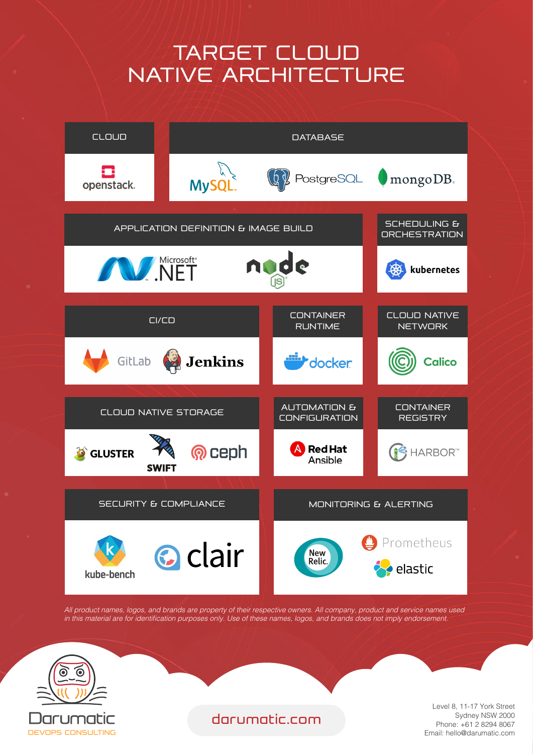# TARGET CLOUD NATIVE ARCHITECTURE

## CLOUD
openstack.

## DATABASE
MySQL

PostgreSQL

mongoDB.

## APPLICATION DEFINITION & IMAGE BUILD
Microsoft® .NET

node JS

## SCHEDULING & ORCHESTRATION
kubernetes

## CI/CD
GitLab

Jenkins

## CONTAINER RUNTIME
docker

## CLOUD NATIVE NETWORK
Calico

## CLOUD NATIVE STORAGE
GLUSTER

SWIFT

ceph

## AUTOMATION & CONFIGURATION
Red Hat Ansible

## CONTAINER REGISTRY
HARBOR™

## SECURITY & COMPLIANCE
kube-bench

clair

## MONITORING & ALERTING
New Relic.

Prometheus

elastic

*All product names, logos, and brands are property of their respective owners. All company, product and service names used in this material are for identification purposes only. Use of these names, logos, and brands does not imply endorsement.*

Darumatic
DEVOPS CONSULTING

darumatic.com

Level 8, 11-17 York Street
Sydney NSW 2000
Phone: +61 2 8294 8067
Email: hello@darumatic.com